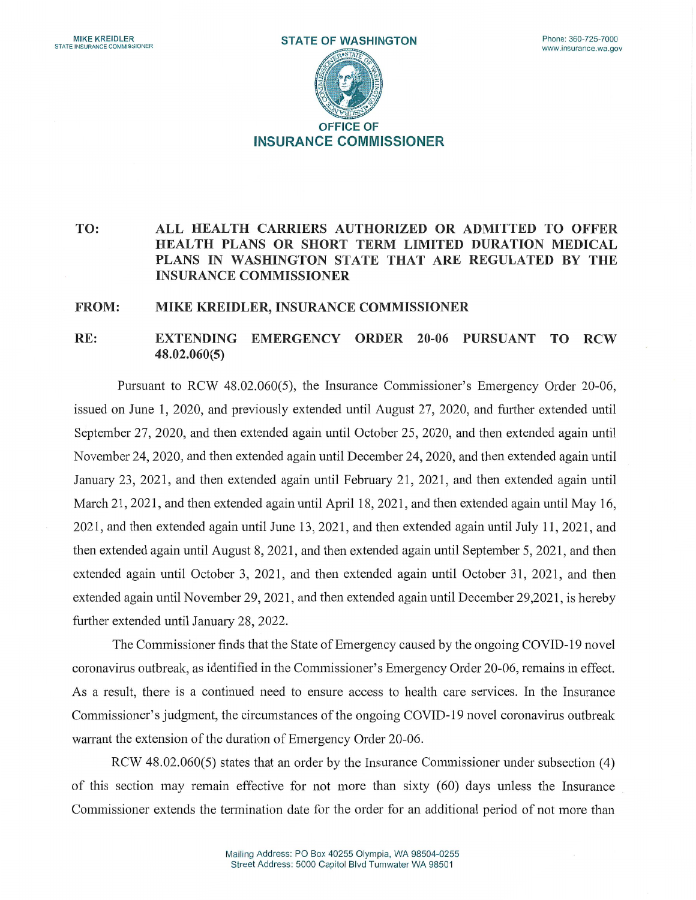MIKE KREIDLER
STATE INSURANCE COMMISSIONER

STATE OF WASHINGTON

Phone: 360-725-7000
www.insurance.wa.gov

**OFFICE OF**
**INSURANCE COMMISSIONER**

**TO:** ALL HEALTH CARRIERS AUTHORIZED OR ADMITTED TO OFFER HEALTH PLANS OR SHORT TERM LIMITED DURATION MEDICAL PLANS IN WASHINGTON STATE THAT ARE REGULATED BY THE INSURANCE COMMISSIONER

**FROM:** MIKE KREIDLER, INSURANCE COMMISSIONER

**RE:** EXTENDING EMERGENCY ORDER 20-06 PURSUANT TO RCW 48.02.060(5)

Pursuant to RCW 48.02.060(5), the Insurance Commissioner's Emergency Order 20-06, issued on June 1, 2020, and previously extended until August 27, 2020, and further extended until September 27, 2020, and then extended again until October 25, 2020, and then extended again until November 24, 2020, and then extended again until December 24, 2020, and then extended again until January 23, 2021, and then extended again until February 21, 2021, and then extended again until March 21, 2021, and then extended again until April 18, 2021, and then extended again until May 16, 2021, and then extended again until June 13, 2021, and then extended again until July 11, 2021, and then extended again until August 8, 2021, and then extended again until September 5, 2021, and then extended again until October 3, 2021, and then extended again until October 31, 2021, and then extended again until November 29, 2021, and then extended again until December 29,2021, is hereby further extended until January 28, 2022.

The Commissioner finds that the State of Emergency caused by the ongoing COVID-19 novel coronavirus outbreak, as identified in the Commissioner's Emergency Order 20-06, remains in effect. As a result, there is a continued need to ensure access to health care services. In the Insurance Commissioner's judgment, the circumstances of the ongoing COVID-19 novel coronavirus outbreak warrant the extension of the duration of Emergency Order 20-06.

RCW 48.02.060(5) states that an order by the Insurance Commissioner under subsection (4) of this section may remain effective for not more than sixty (60) days unless the Insurance Commissioner extends the termination date for the order for an additional period of not more than

Mailing Address: PO Box 40255 Olympia, WA 98504-0255
Street Address: 5000 Capitol Blvd Tumwater WA 98501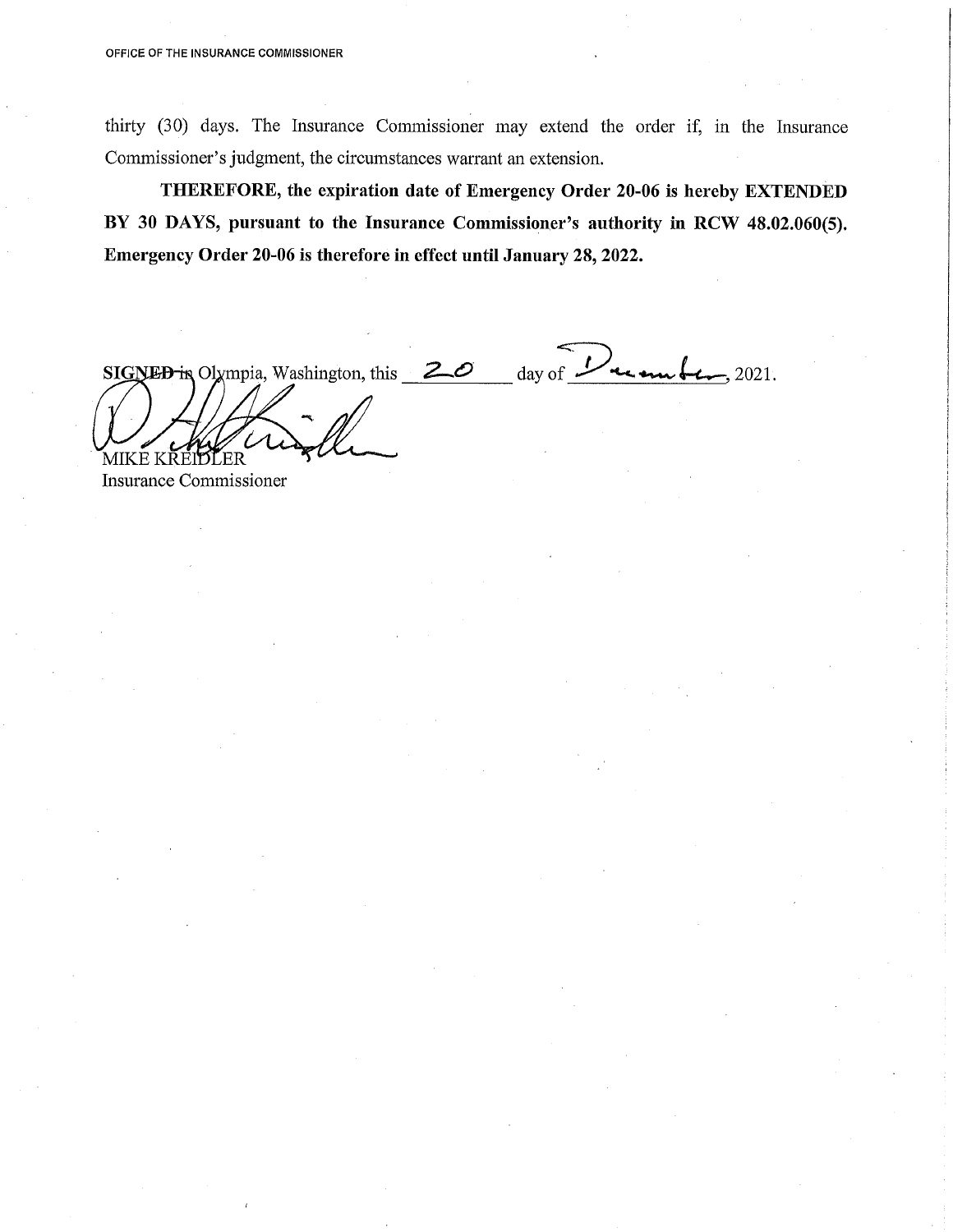thirty (30) days. The Insurance Commissioner may extend the order if, in the Insurance Commissioner's judgment, the circumstances warrant an extension.

**THEREFORE, the expiration date of Emergency Order 20-06 is hereby EXTENDED BY 30 DAYS, pursuant to the Insurance Commissioner's authority in RCW 48.02.060(5). Emergency Order 20-06 is therefore in effect until January 28, 2022.**

**SIGNED** in Olympia, Washington, this 20 day of December, 2021.

MIKE KREIDLER
Insurance Commissioner